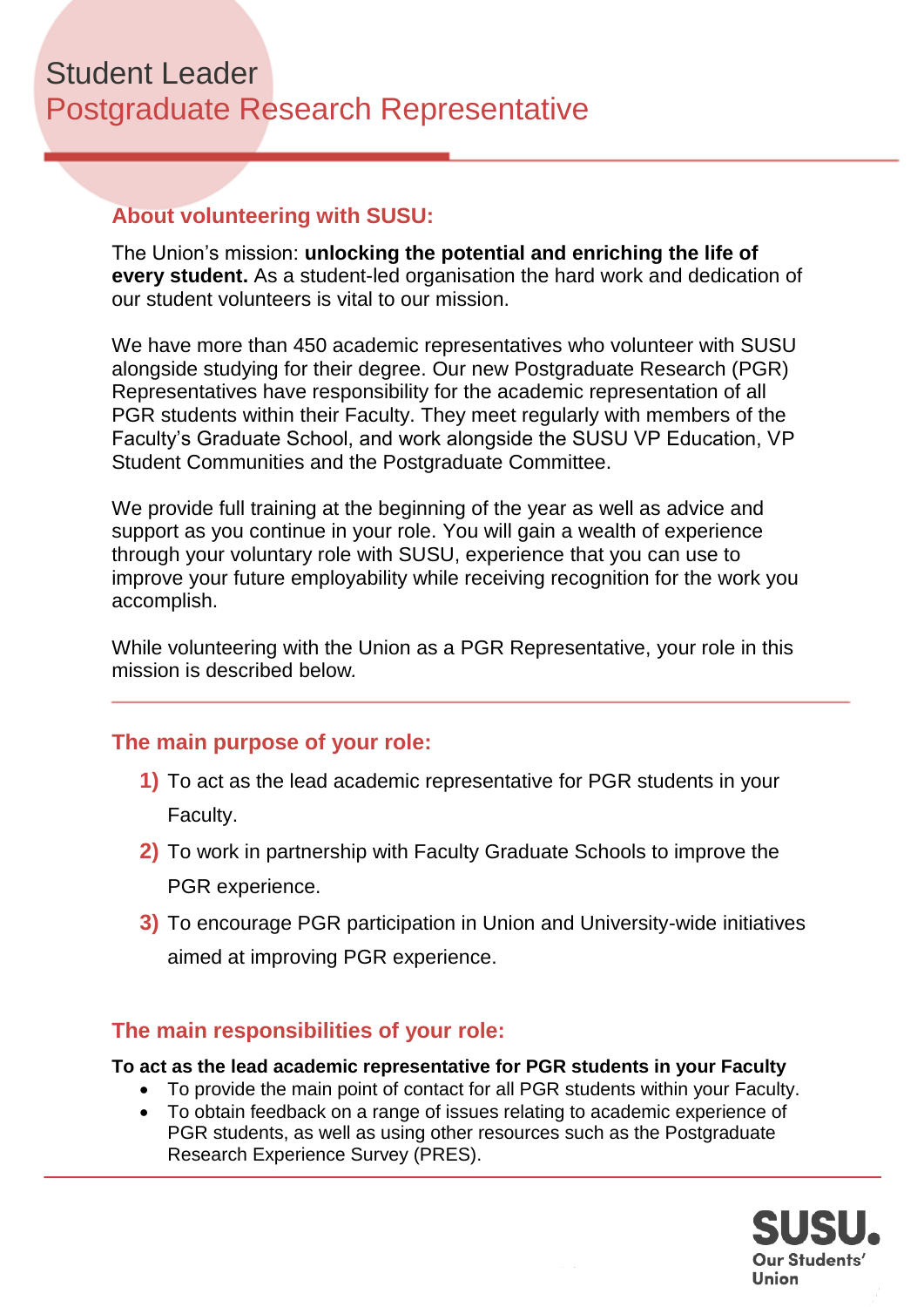# Student Leader
## Postgraduate Research Representative

### About volunteering with SUSU:

The Union's mission: **unlocking the potential and enriching the life of every student.** As a student-led organisation the hard work and dedication of our student volunteers is vital to our mission.

We have more than 450 academic representatives who volunteer with SUSU alongside studying for their degree. Our new Postgraduate Research (PGR) Representatives have responsibility for the academic representation of all PGR students within their Faculty. They meet regularly with members of the Faculty's Graduate School, and work alongside the SUSU VP Education, VP Student Communities and the Postgraduate Committee.

We provide full training at the beginning of the year as well as advice and support as you continue in your role. You will gain a wealth of experience through your voluntary role with SUSU, experience that you can use to improve your future employability while receiving recognition for the work you accomplish.

While volunteering with the Union as a PGR Representative, your role in this mission is described below.

### The main purpose of your role:

1) To act as the lead academic representative for PGR students in your Faculty.
2) To work in partnership with Faculty Graduate Schools to improve the PGR experience.
3) To encourage PGR participation in Union and University-wide initiatives aimed at improving PGR experience.

### The main responsibilities of your role:

**To act as the lead academic representative for PGR students in your Faculty**

- To provide the main point of contact for all PGR students within your Faculty.
- To obtain feedback on a range of issues relating to academic experience of PGR students, as well as using other resources such as the Postgraduate Research Experience Survey (PRES).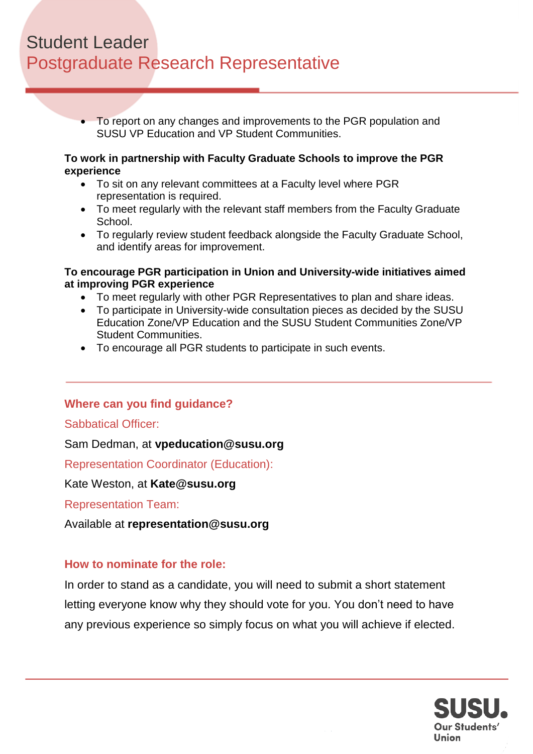- To report on any changes and improvements to the PGR population and SUSU VP Education and VP Student Communities.

**To work in partnership with Faculty Graduate Schools to improve the PGR experience**

- To sit on any relevant committees at a Faculty level where PGR representation is required.
- To meet regularly with the relevant staff members from the Faculty Graduate School.
- To regularly review student feedback alongside the Faculty Graduate School, and identify areas for improvement.

**To encourage PGR participation in Union and University-wide initiatives aimed at improving PGR experience**

- To meet regularly with other PGR Representatives to plan and share ideas.
- To participate in University-wide consultation pieces as decided by the SUSU Education Zone/VP Education and the SUSU Student Communities Zone/VP Student Communities.
- To encourage all PGR students to participate in such events.

---

## Where can you find guidance?

### Sabbatical Officer:

Sam Dedman, at **vpeducation@susu.org**

### Representation Coordinator (Education):

Kate Weston, at **Kate@susu.org**

### Representation Team:

Available at **representation@susu.org**

## How to nominate for the role:

In order to stand as a candidate, you will need to submit a short statement letting everyone know why they should vote for you. You don't need to have any previous experience so simply focus on what you will achieve if elected.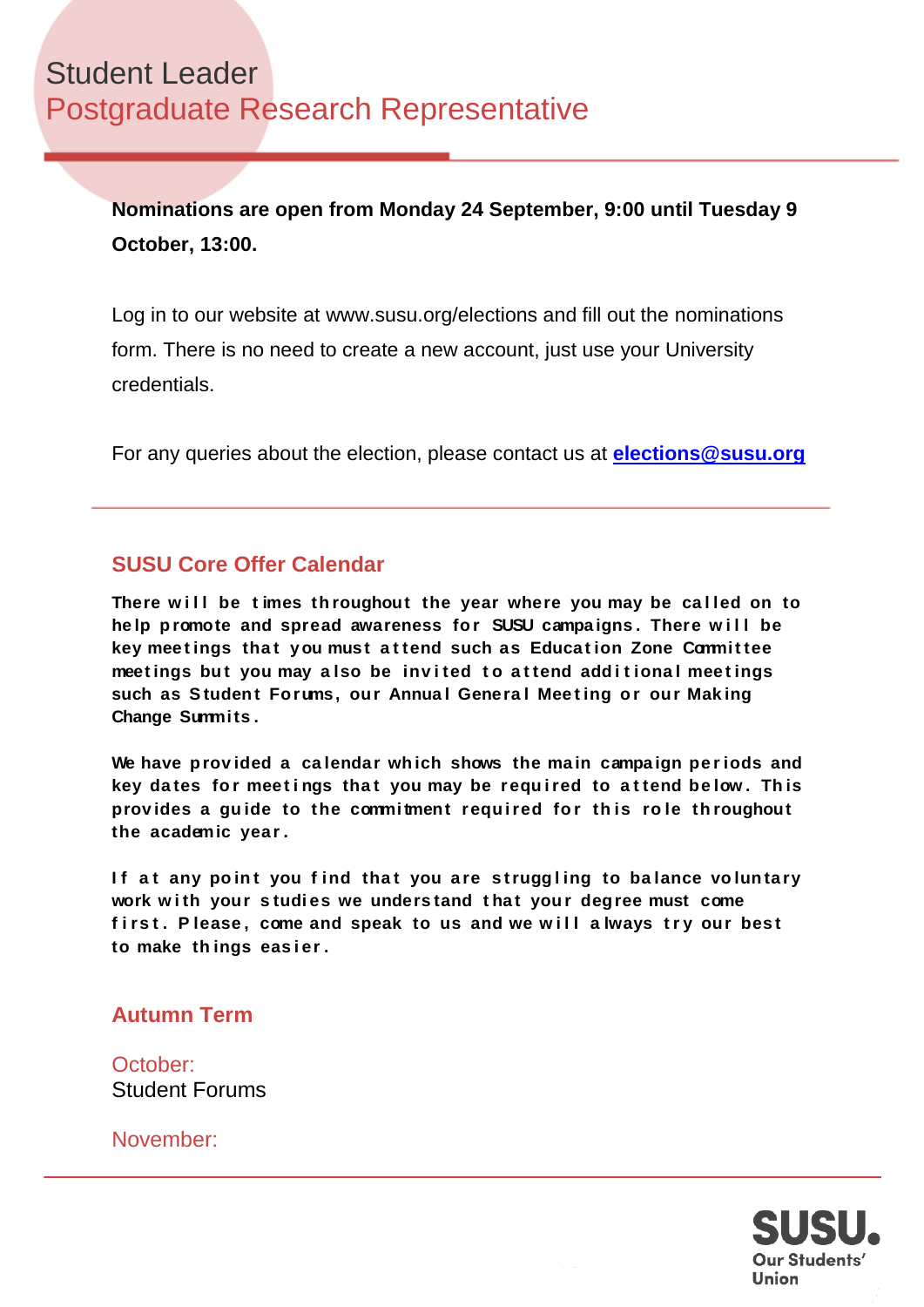# Student Leader
## Postgraduate Research Representative

**Nominations are open from Monday 24 September, 9:00 until Tuesday 9 October, 13:00.**

Log in to our website at www.susu.org/elections and fill out the nominations form. There is no need to create a new account, just use your University credentials.

For any queries about the election, please contact us at **elections@susu.org**

---

## SUSU Core Offer Calendar

**There will be times throughout the year where you may be called on to help promote and spread awareness for SUSU campaigns. There will be key meetings that you must attend such as Education Zone Committee meetings but you may also be invited to attend additional meetings such as Student Forums, our Annual General Meeting or our Making Change Summits.**

**We have provided a calendar which shows the main campaign periods and key dates for meetings that you may be required to attend below. This provides a guide to the commitment required for this role throughout the academic year.**

**If at any point you find that you are struggling to balance voluntary work with your studies we understand that your degree must come first. Please, come and speak to us and we will always try our best to make things easier.**

### Autumn Term

October:
Student Forums

November: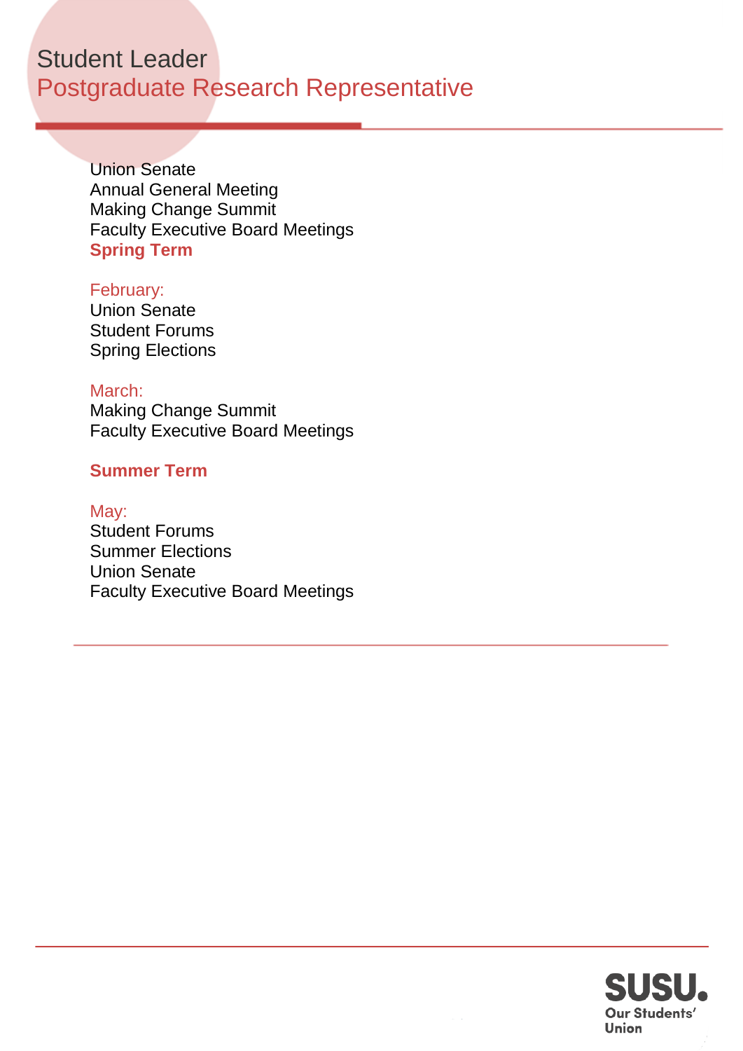Student Leader
# Postgraduate Research Representative

Union Senate
Annual General Meeting
Making Change Summit
Faculty Executive Board Meetings

**Spring Term**

February:
Union Senate
Student Forums
Spring Elections

March:
Making Change Summit
Faculty Executive Board Meetings

**Summer Term**

May:
Student Forums
Summer Elections
Union Senate
Faculty Executive Board Meetings